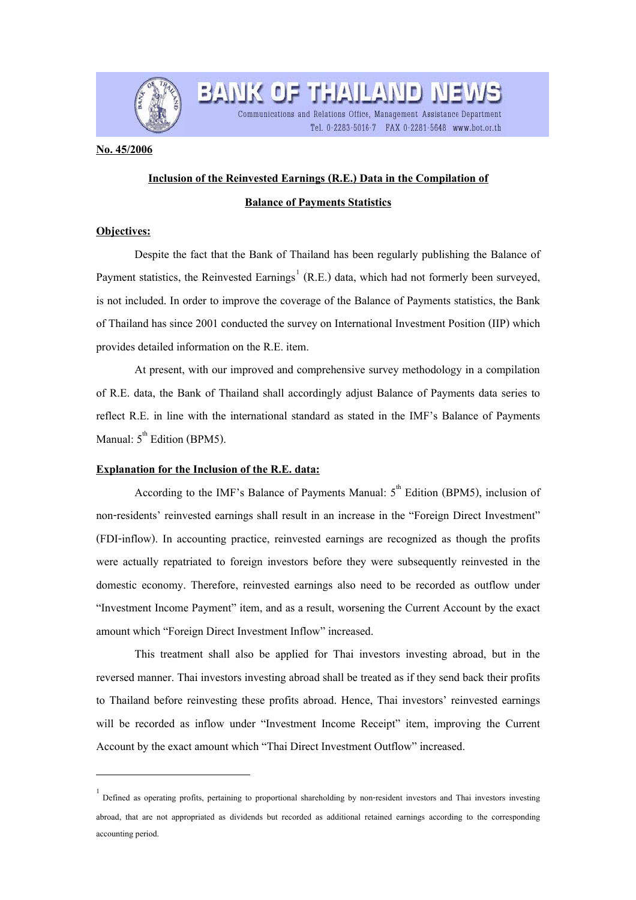**No. 45/2006**

**Inclusion of the Reinvested Earnings (R.E.) Data in the Compilation of Balance of Payments Statistics**

**Objectives:**

Despite the fact that the Bank of Thailand has been regularly publishing the Balance of Payment statistics, the Reinvested Earnings[1] (R.E.) data, which had not formerly been surveyed, is not included. In order to improve the coverage of the Balance of Payments statistics, the Bank of Thailand has since 2001 conducted the survey on International Investment Position (IIP) which provides detailed information on the R.E. item.

At present, with our improved and comprehensive survey methodology in a compilation of R.E. data, the Bank of Thailand shall accordingly adjust Balance of Payments data series to reflect R.E. in line with the international standard as stated in the IMF's Balance of Payments Manual: 5th Edition (BPM5).

**Explanation for the Inclusion of the R.E. data:**

According to the IMF's Balance of Payments Manual: 5th Edition (BPM5), inclusion of non-residents' reinvested earnings shall result in an increase in the "Foreign Direct Investment" (FDI-inflow). In accounting practice, reinvested earnings are recognized as though the profits were actually repatriated to foreign investors before they were subsequently reinvested in the domestic economy. Therefore, reinvested earnings also need to be recorded as outflow under "Investment Income Payment" item, and as a result, worsening the Current Account by the exact amount which "Foreign Direct Investment Inflow" increased.

This treatment shall also be applied for Thai investors investing abroad, but in the reversed manner. Thai investors investing abroad shall be treated as if they send back their profits to Thailand before reinvesting these profits abroad. Hence, Thai investors' reinvested earnings will be recorded as inflow under "Investment Income Receipt" item, improving the Current Account by the exact amount which "Thai Direct Investment Outflow" increased.

---

[1] Defined as operating profits, pertaining to proportional shareholding by non-resident investors and Thai investors investing abroad, that are not appropriated as dividends but recorded as additional retained earnings according to the corresponding accounting period.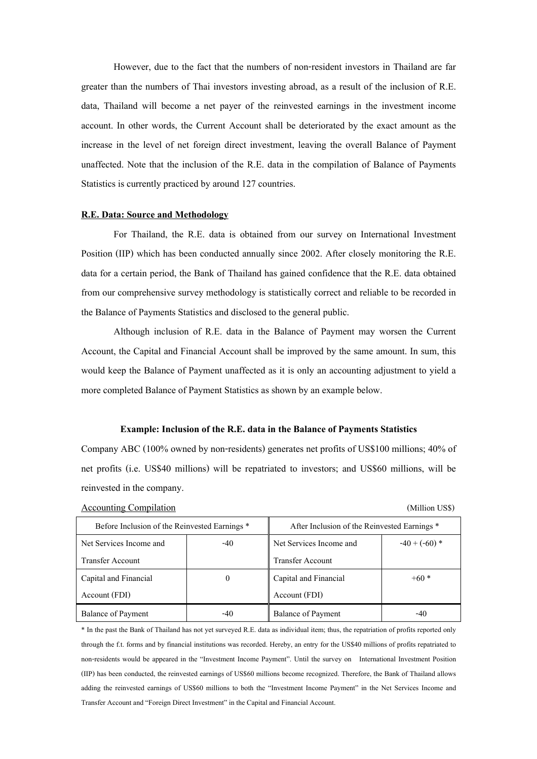However, due to the fact that the numbers of non-resident investors in Thailand are far greater than the numbers of Thai investors investing abroad, as a result of the inclusion of R.E. data, Thailand will become a net payer of the reinvested earnings in the investment income account. In other words, the Current Account shall be deteriorated by the exact amount as the increase in the level of net foreign direct investment, leaving the overall Balance of Payment unaffected. Note that the inclusion of the R.E. data in the compilation of Balance of Payments Statistics is currently practiced by around 127 countries.

**R.E. Data: Source and Methodology**

For Thailand, the R.E. data is obtained from our survey on International Investment Position (IIP) which has been conducted annually since 2002. After closely monitoring the R.E. data for a certain period, the Bank of Thailand has gained confidence that the R.E. data obtained from our comprehensive survey methodology is statistically correct and reliable to be recorded in the Balance of Payments Statistics and disclosed to the general public.

Although inclusion of R.E. data in the Balance of Payment may worsen the Current Account, the Capital and Financial Account shall be improved by the same amount. In sum, this would keep the Balance of Payment unaffected as it is only an accounting adjustment to yield a more completed Balance of Payment Statistics as shown by an example below.

**Example: Inclusion of the R.E. data in the Balance of Payments Statistics**

Company ABC (100% owned by non-residents) generates net profits of US$100 millions; 40% of net profits (i.e. US$40 millions) will be repatriated to investors; and US$60 millions, will be reinvested in the company.

Accounting Compilation (Million US$)

| Before Inclusion of the Reinvested Earnings * | | After Inclusion of the Reinvested Earnings * | |
|---|---|---|---|
| Net Services Income and Transfer Account | -40 | Net Services Income and Transfer Account | -40 + (-60) * |
| Capital and Financial Account (FDI) | 0 | Capital and Financial Account (FDI) | +60 * |
| Balance of Payment | -40 | Balance of Payment | -40 |

* In the past the Bank of Thailand has not yet surveyed R.E. data as individual item; thus, the repatriation of profits reported only through the f.t. forms and by financial institutions was recorded. Hereby, an entry for the US$40 millions of profits repatriated to non-residents would be appeared in the "Investment Income Payment". Until the survey on International Investment Position (IIP) has been conducted, the reinvested earnings of US$60 millions become recognized. Therefore, the Bank of Thailand allows adding the reinvested earnings of US$60 millions to both the "Investment Income Payment" in the Net Services Income and Transfer Account and "Foreign Direct Investment" in the Capital and Financial Account.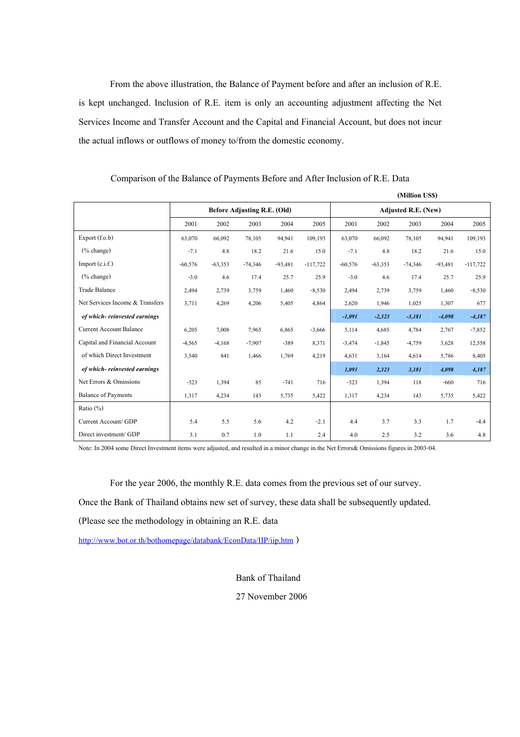From the above illustration, the Balance of Payment before and after an inclusion of R.E. is kept unchanged. Inclusion of R.E. item is only an accounting adjustment affecting the Net Services Income and Transfer Account and the Capital and Financial Account, but does not incur the actual inflows or outflows of money to/from the domestic economy.

Comparison of the Balance of Payments Before and After Inclusion of R.E. Data

**(Million US$)**

| | Before Adjusting R.E. (Old) | | | | | Adjusted R.E. (New) | | | | |
|---|---|---|---|---|---|---|---|---|---|---|
| | 2001 | 2002 | 2003 | 2004 | 2005 | 2001 | 2002 | 2003 | 2004 | 2005 |
| Export (f.o.b) | 63,070 | 66,092 | 78,105 | 94,941 | 109,193 | 63,070 | 66,092 | 78,105 | 94,941 | 109,193 |
| (% change) | -7.1 | 4.8 | 18.2 | 21.6 | 15.0 | -7.1 | 4.8 | 18.2 | 21.6 | 15.0 |
| Import (c.i.f.) | -60,576 | -63,353 | -74,346 | -93,481 | -117,722 | -60,576 | -63,353 | -74,346 | -93,481 | -117,722 |
| (% change) | -3.0 | 4.6 | 17.4 | 25.7 | 25.9 | -3.0 | 4.6 | 17.4 | 25.7 | 25.9 |
| Trade Balance | 2,494 | 2,739 | 3,759 | 1,460 | -8,530 | 2,494 | 2,739 | 3,759 | 1,460 | -8,530 |
| Net Services Income & Transfers | 3,711 | 4,269 | 4,206 | 5,405 | 4,864 | 2,620 | 1,946 | 1,025 | 1,307 | 677 |
| ***of which- reinvested earnings*** | | | | | | ***-1,091*** | ***-2,323*** | ***-3,181*** | ***-4,098*** | ***-4,187*** |
| Current Account Balance | 6,205 | 7,008 | 7,965 | 6,865 | -3,666 | 5,114 | 4,685 | 4,784 | 2,767 | -7,852 |
| Capital and Financial Account | -4,565 | -4,168 | -7,907 | -389 | 8,371 | -3,474 | -1,845 | -4,759 | 3,628 | 12,558 |
| of which Direct Investment | 3,540 | 841 | 1,466 | 1,769 | 4,219 | 4,631 | 3,164 | 4,614 | 5,786 | 8,405 |
| ***of which- reinvested earnings*** | | | | | | ***1,091*** | ***2,323*** | ***3,181*** | ***4,098*** | ***4,187*** |
| Net Errors & Omissions | -323 | 1,394 | 85 | -741 | 716 | -323 | 1,394 | 118 | -660 | 716 |
| Balance of Payments | 1,317 | 4,234 | 143 | 5,735 | 5,422 | 1,317 | 4,234 | 143 | 5,735 | 5,422 |
| Ratio (%) | | | | | | | | | | |
| Current Account/ GDP | 5.4 | 5.5 | 5.6 | 4.2 | -2.1 | 4.4 | 3.7 | 3.3 | 1.7 | -4.4 |
| Direct investment/ GDP | 3.1 | 0.7 | 1.0 | 1.1 | 2.4 | 4.0 | 2.5 | 3.2 | 3.6 | 4.8 |

Note: In 2004 some Direct Investment items were adjusted, and resulted in a minor change in the Net Errors& Omissions figures in 2003-04.

For the year 2006, the monthly R.E. data comes from the previous set of our survey. Once the Bank of Thailand obtains new set of survey, these data shall be subsequently updated. (Please see the methodology in obtaining an R.E. data http://www.bot.or.th/bothomepage/databank/EconData/IIP/iip.htm )

Bank of Thailand

27 November 2006